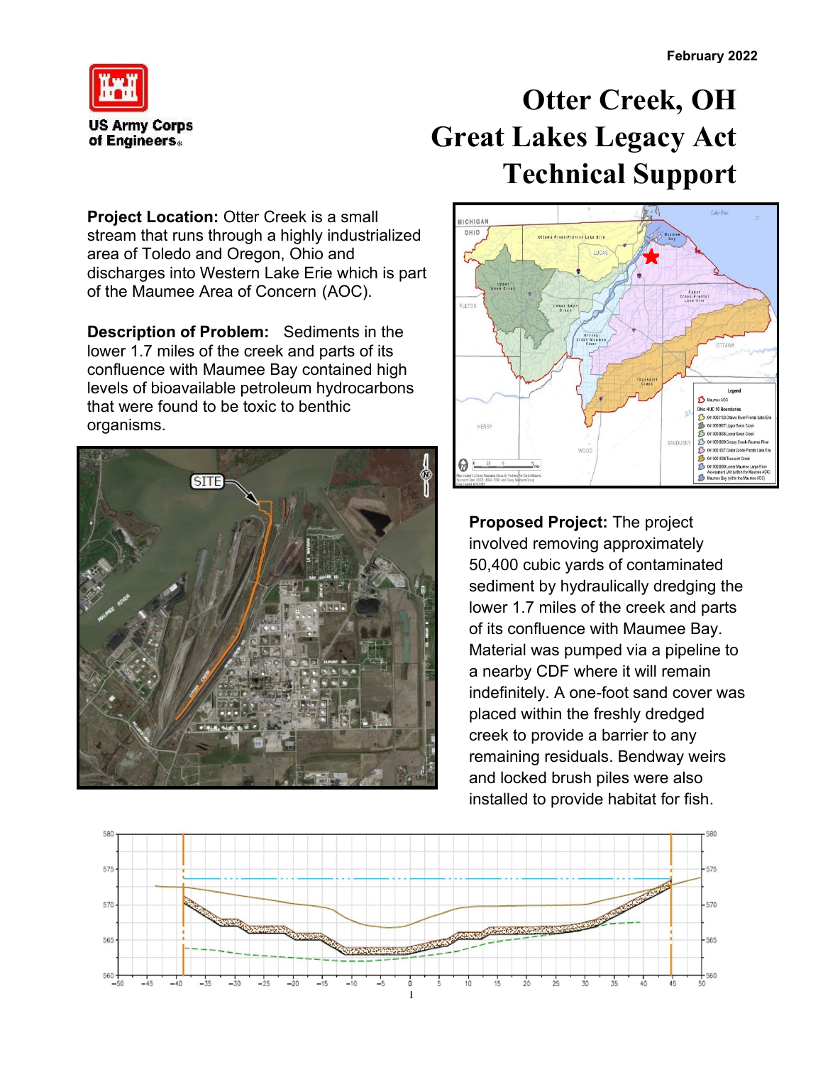February 2022

US Army Corps of Engineers

# Otter Creek, OH Great Lakes Legacy Act Technical Support

**Project Location:** Otter Creek is a small stream that runs through a highly industrialized area of Toledo and Oregon, Ohio and discharges into Western Lake Erie which is part of the Maumee Area of Concern (AOC).

**Description of Problem:** Sediments in the lower 1.7 miles of the creek and parts of its confluence with Maumee Bay contained high levels of bioavailable petroleum hydrocarbons that were found to be toxic to benthic organisms.

**Proposed Project:** The project involved removing approximately 50,400 cubic yards of contaminated sediment by hydraulically dredging the lower 1.7 miles of the creek and parts of its confluence with Maumee Bay. Material was pumped via a pipeline to a nearby CDF where it will remain indefinitely. A one-foot sand cover was placed within the freshly dredged creek to provide a barrier to any remaining residuals. Bendway weirs and locked brush piles were also installed to provide habitat for fish.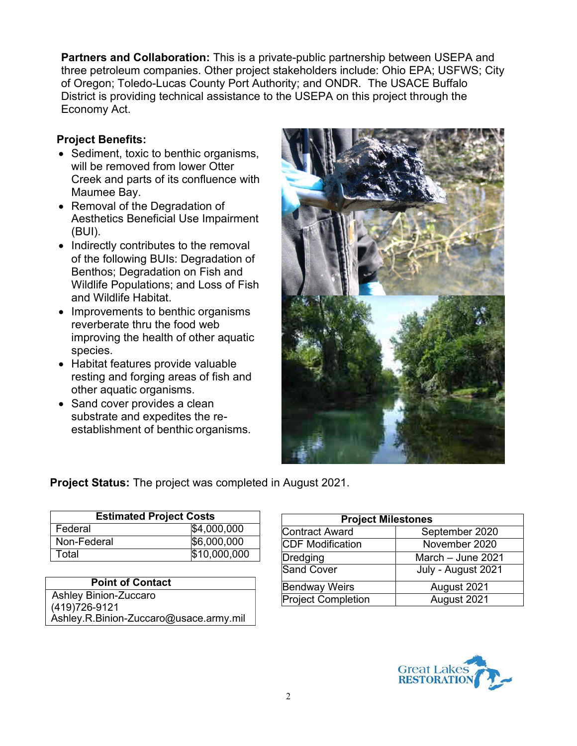**Partners and Collaboration:** This is a private-public partnership between USEPA and three petroleum companies. Other project stakeholders include: Ohio EPA; USFWS; City of Oregon; Toledo-Lucas County Port Authority; and ONDR. The USACE Buffalo District is providing technical assistance to the USEPA on this project through the Economy Act.

**Project Benefits:**

- Sediment, toxic to benthic organisms, will be removed from lower Otter Creek and parts of its confluence with Maumee Bay.
- Removal of the Degradation of Aesthetics Beneficial Use Impairment (BUI).
- Indirectly contributes to the removal of the following BUIs: Degradation of Benthos; Degradation on Fish and Wildlife Populations; and Loss of Fish and Wildlife Habitat.
- Improvements to benthic organisms reverberate thru the food web improving the health of other aquatic species.
- Habitat features provide valuable resting and forging areas of fish and other aquatic organisms.
- Sand cover provides a clean substrate and expedites the re-establishment of benthic organisms.

**Project Status:** The project was completed in August 2021.

| Estimated Project Costs | |
|---|---|
| Federal | $4,000,000 |
| Non-Federal | $6,000,000 |
| Total | $10,000,000 |

| Point of Contact |
|---|
| Ashley Binion-Zuccaro<br>(419)726-9121<br>Ashley.R.Binion-Zuccaro@usace.army.mil |

| Project Milestones | |
|---|---|
| Contract Award | September 2020 |
| CDF Modification | November 2020 |
| Dredging | March – June 2021 |
| Sand Cover | July - August 2021 |
| Bendway Weirs | August 2021 |
| Project Completion | August 2021 |

Great Lakes RESTORATION